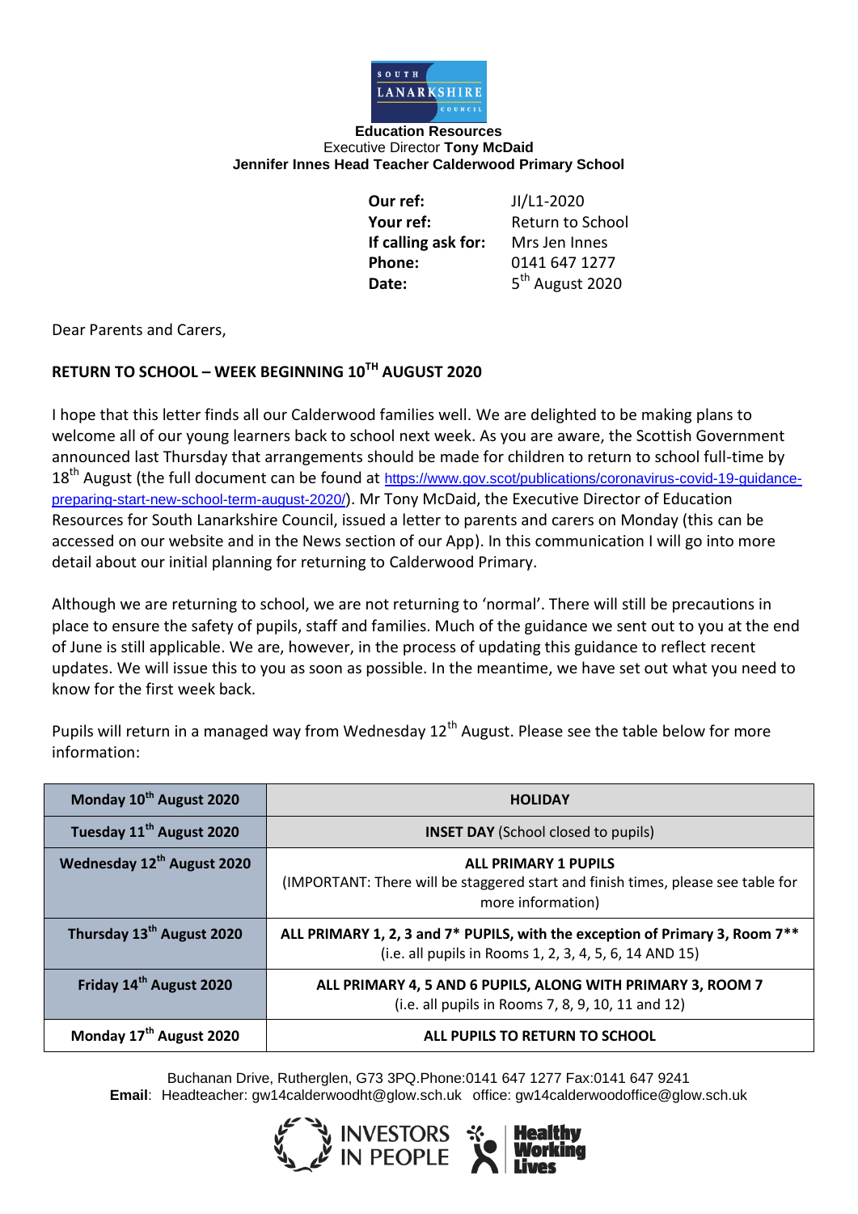**Education Resources**
Executive Director **Tony McDaid**
**Jennifer Innes Head Teacher Calderwood Primary School**

| | |
|---|---|
| **Our ref:** | JI/L1-2020 |
| **Your ref:** | Return to School |
| **If calling ask for:** | Mrs Jen Innes |
| **Phone:** | 0141 647 1277 |
| **Date:** | 5th August 2020 |

Dear Parents and Carers,

**RETURN TO SCHOOL – WEEK BEGINNING 10TH AUGUST 2020**

I hope that this letter finds all our Calderwood families well. We are delighted to be making plans to welcome all of our young learners back to school next week. As you are aware, the Scottish Government announced last Thursday that arrangements should be made for children to return to school full-time by 18th August (the full document can be found at https://www.gov.scot/publications/coronavirus-covid-19-guidance-preparing-start-new-school-term-august-2020/). Mr Tony McDaid, the Executive Director of Education Resources for South Lanarkshire Council, issued a letter to parents and carers on Monday (this can be accessed on our website and in the News section of our App). In this communication I will go into more detail about our initial planning for returning to Calderwood Primary.

Although we are returning to school, we are not returning to 'normal'. There will still be precautions in place to ensure the safety of pupils, staff and families. Much of the guidance we sent out to you at the end of June is still applicable. We are, however, in the process of updating this guidance to reflect recent updates. We will issue this to you as soon as possible. In the meantime, we have set out what you need to know for the first week back.

Pupils will return in a managed way from Wednesday 12th August. Please see the table below for more information:

| | |
|---|---|
| **Monday 10th August 2020** | **HOLIDAY** |
| **Tuesday 11th August 2020** | **INSET DAY** (School closed to pupils) |
| **Wednesday 12th August 2020** | **ALL PRIMARY 1 PUPILS** (IMPORTANT: There will be staggered start and finish times, please see table for more information) |
| **Thursday 13th August 2020** | **ALL PRIMARY 1, 2, 3 and 7* PUPILS, with the exception of Primary 3, Room 7**** (i.e. all pupils in Rooms 1, 2, 3, 4, 5, 6, 14 AND 15) |
| **Friday 14th August 2020** | **ALL PRIMARY 4, 5 AND 6 PUPILS, ALONG WITH PRIMARY 3, ROOM 7** (i.e. all pupils in Rooms 7, 8, 9, 10, 11 and 12) |
| **Monday 17th August 2020** | **ALL PUPILS TO RETURN TO SCHOOL** |

Buchanan Drive, Rutherglen, G73 3PQ.Phone:0141 647 1277 Fax:0141 647 9241
**Email**: Headteacher: gw14calderwoodht@glow.sch.uk office: gw14calderwoodoffice@glow.sch.uk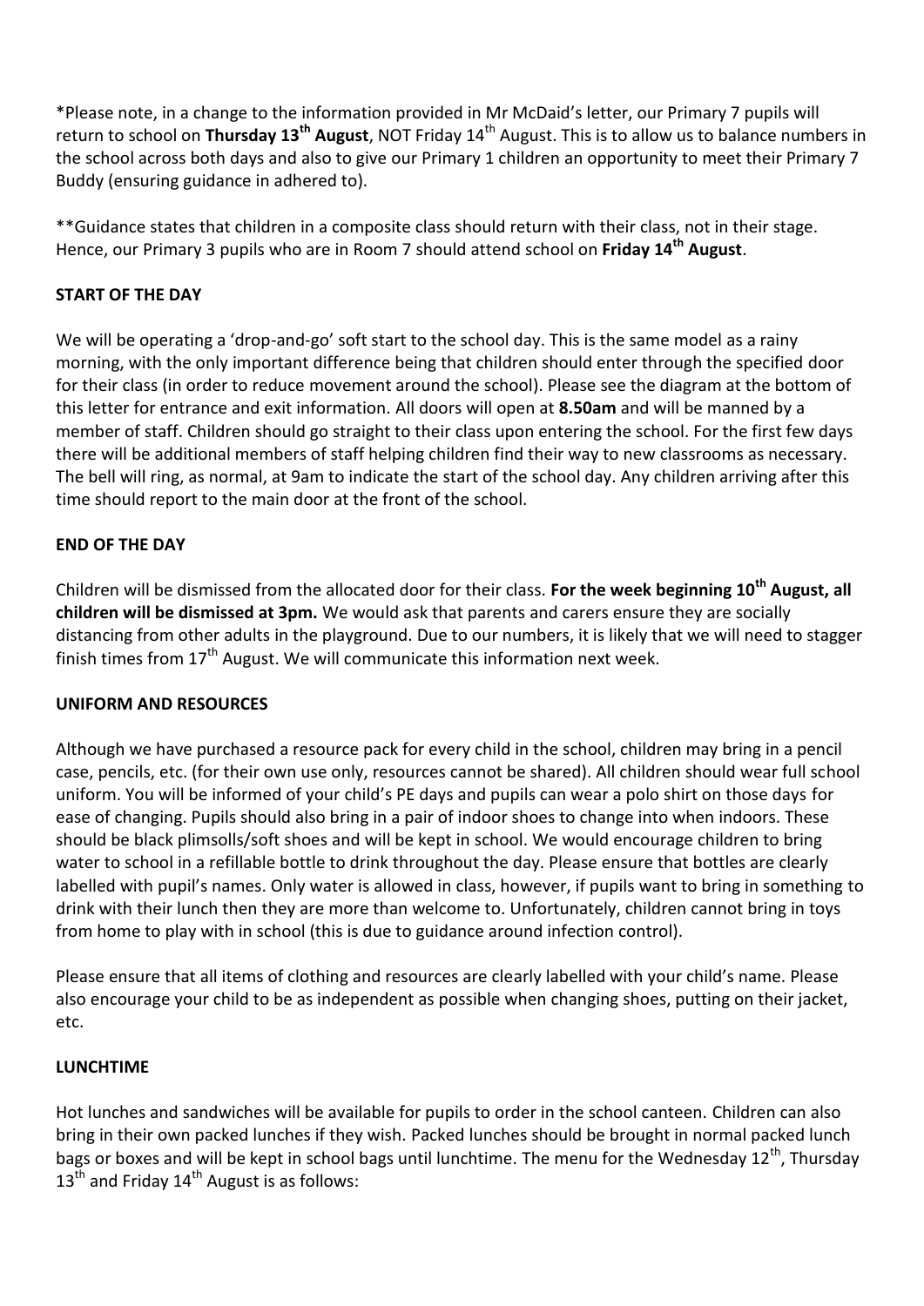*Please note, in a change to the information provided in Mr McDaid's letter, our Primary 7 pupils will return to school on **Thursday 13th August**, NOT Friday 14th August. This is to allow us to balance numbers in the school across both days and also to give our Primary 1 children an opportunity to meet their Primary 7 Buddy (ensuring guidance in adhered to).

**Guidance states that children in a composite class should return with their class, not in their stage. Hence, our Primary 3 pupils who are in Room 7 should attend school on **Friday 14th August**.

**START OF THE DAY**

We will be operating a 'drop-and-go' soft start to the school day. This is the same model as a rainy morning, with the only important difference being that children should enter through the specified door for their class (in order to reduce movement around the school). Please see the diagram at the bottom of this letter for entrance and exit information. All doors will open at **8.50am** and will be manned by a member of staff. Children should go straight to their class upon entering the school. For the first few days there will be additional members of staff helping children find their way to new classrooms as necessary. The bell will ring, as normal, at 9am to indicate the start of the school day. Any children arriving after this time should report to the main door at the front of the school.

**END OF THE DAY**

Children will be dismissed from the allocated door for their class. **For the week beginning 10th August, all children will be dismissed at 3pm.** We would ask that parents and carers ensure they are socially distancing from other adults in the playground. Due to our numbers, it is likely that we will need to stagger finish times from 17th August. We will communicate this information next week.

**UNIFORM AND RESOURCES**

Although we have purchased a resource pack for every child in the school, children may bring in a pencil case, pencils, etc. (for their own use only, resources cannot be shared). All children should wear full school uniform. You will be informed of your child's PE days and pupils can wear a polo shirt on those days for ease of changing. Pupils should also bring in a pair of indoor shoes to change into when indoors. These should be black plimsolls/soft shoes and will be kept in school. We would encourage children to bring water to school in a refillable bottle to drink throughout the day. Please ensure that bottles are clearly labelled with pupil's names. Only water is allowed in class, however, if pupils want to bring in something to drink with their lunch then they are more than welcome to. Unfortunately, children cannot bring in toys from home to play with in school (this is due to guidance around infection control).

Please ensure that all items of clothing and resources are clearly labelled with your child's name. Please also encourage your child to be as independent as possible when changing shoes, putting on their jacket, etc.

**LUNCHTIME**

Hot lunches and sandwiches will be available for pupils to order in the school canteen. Children can also bring in their own packed lunches if they wish. Packed lunches should be brought in normal packed lunch bags or boxes and will be kept in school bags until lunchtime. The menu for the Wednesday 12th, Thursday 13th and Friday 14th August is as follows: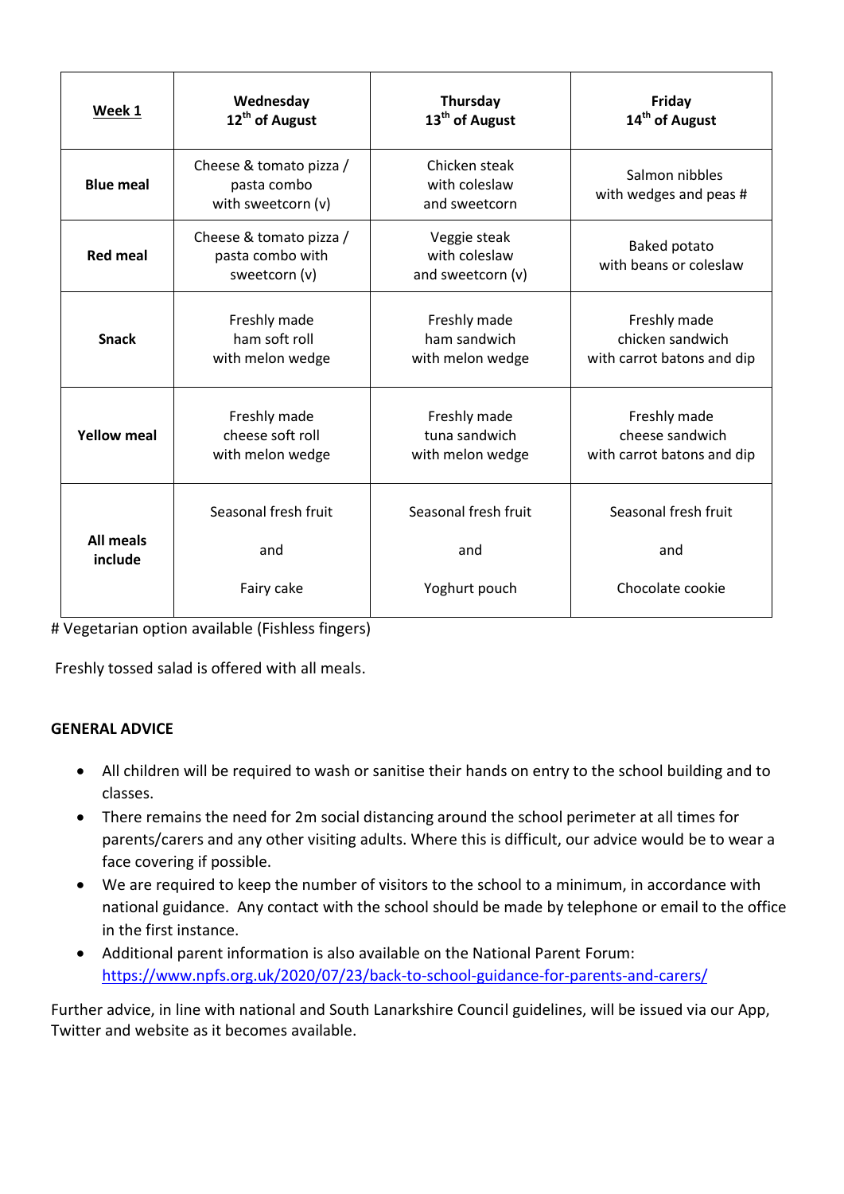| **Week 1** | **Wednesday 12th of August** | **Thursday 13th of August** | **Friday 14th of August** |
|---|---|---|---|
| **Blue meal** | Cheese & tomato pizza / pasta combo with sweetcorn (v) | Chicken steak with coleslaw and sweetcorn | Salmon nibbles with wedges and peas # |
| **Red meal** | Cheese & tomato pizza / pasta combo with sweetcorn (v) | Veggie steak with coleslaw and sweetcorn (v) | Baked potato with beans or coleslaw |
| **Snack** | Freshly made ham soft roll with melon wedge | Freshly made ham sandwich with melon wedge | Freshly made chicken sandwich with carrot batons and dip |
| **Yellow meal** | Freshly made cheese soft roll with melon wedge | Freshly made tuna sandwich with melon wedge | Freshly made cheese sandwich with carrot batons and dip |
| **All meals include** | Seasonal fresh fruit and Fairy cake | Seasonal fresh fruit and Yoghurt pouch | Seasonal fresh fruit and Chocolate cookie |

# Vegetarian option available (Fishless fingers)

Freshly tossed salad is offered with all meals.

**GENERAL ADVICE**

- All children will be required to wash or sanitise their hands on entry to the school building and to classes.
- There remains the need for 2m social distancing around the school perimeter at all times for parents/carers and any other visiting adults. Where this is difficult, our advice would be to wear a face covering if possible.
- We are required to keep the number of visitors to the school to a minimum, in accordance with national guidance. Any contact with the school should be made by telephone or email to the office in the first instance.
- Additional parent information is also available on the National Parent Forum: https://www.npfs.org.uk/2020/07/23/back-to-school-guidance-for-parents-and-carers/

Further advice, in line with national and South Lanarkshire Council guidelines, will be issued via our App, Twitter and website as it becomes available.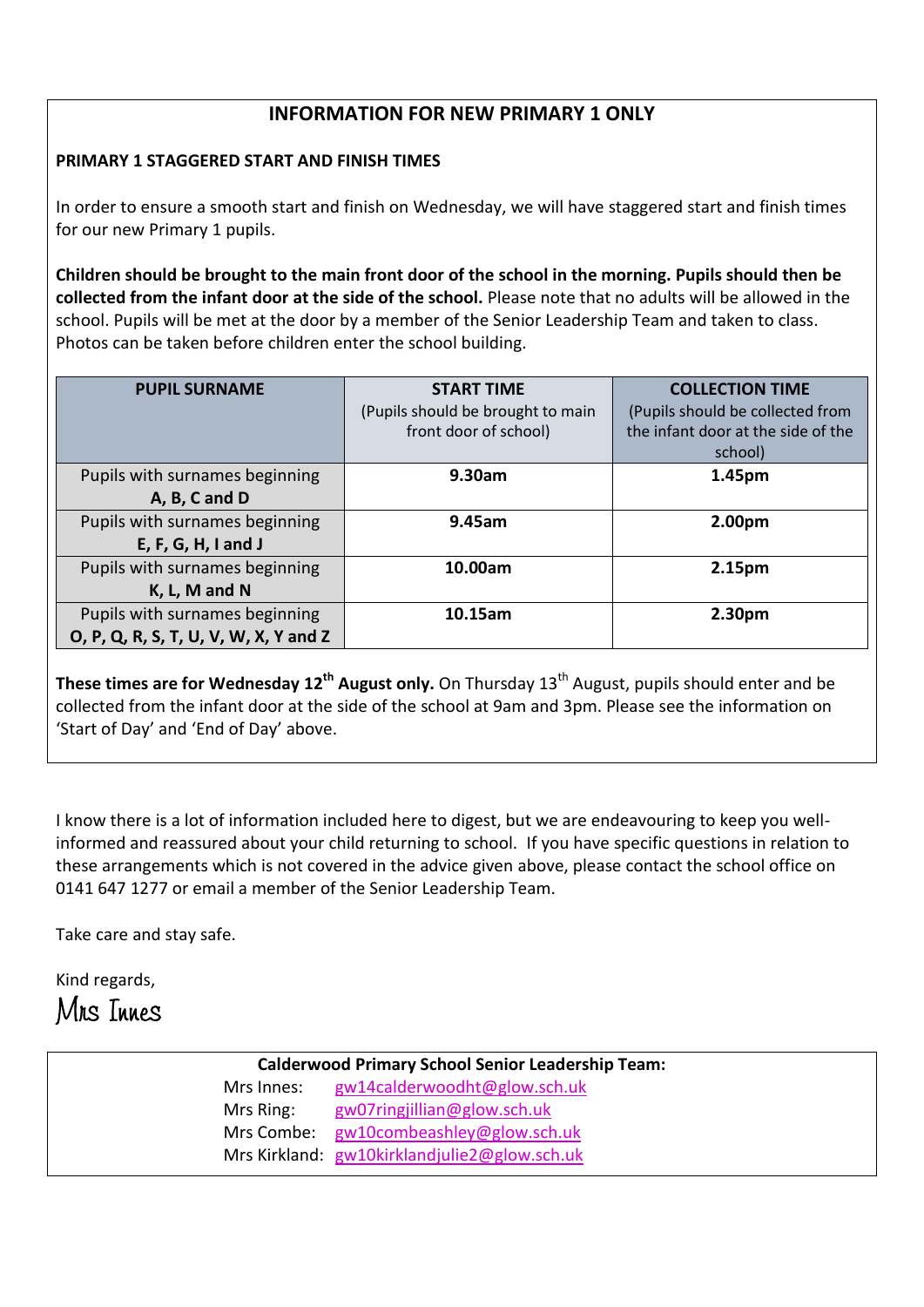## INFORMATION FOR NEW PRIMARY 1 ONLY

**PRIMARY 1 STAGGERED START AND FINISH TIMES**

In order to ensure a smooth start and finish on Wednesday, we will have staggered start and finish times for our new Primary 1 pupils.

**Children should be brought to the main front door of the school in the morning. Pupils should then be collected from the infant door at the side of the school.** Please note that no adults will be allowed in the school. Pupils will be met at the door by a member of the Senior Leadership Team and taken to class. Photos can be taken before children enter the school building.

| PUPIL SURNAME | START TIME (Pupils should be brought to main front door of school) | COLLECTION TIME (Pupils should be collected from the infant door at the side of the school) |
|---|---|---|
| Pupils with surnames beginning **A, B, C and D** | **9.30am** | **1.45pm** |
| Pupils with surnames beginning **E, F, G, H, I and J** | **9.45am** | **2.00pm** |
| Pupils with surnames beginning **K, L, M and N** | **10.00am** | **2.15pm** |
| Pupils with surnames beginning **O, P, Q, R, S, T, U, V, W, X, Y and Z** | **10.15am** | **2.30pm** |

**These times are for Wednesday 12th August only.** On Thursday 13th August, pupils should enter and be collected from the infant door at the side of the school at 9am and 3pm. Please see the information on 'Start of Day' and 'End of Day' above.

I know there is a lot of information included here to digest, but we are endeavouring to keep you well-informed and reassured about your child returning to school. If you have specific questions in relation to these arrangements which is not covered in the advice given above, please contact the school office on 0141 647 1277 or email a member of the Senior Leadership Team.

Take care and stay safe.

Kind regards,

Mrs Innes

**Calderwood Primary School Senior Leadership Team:**

Mrs Innes: gw14calderwoodht@glow.sch.uk
Mrs Ring: gw07ringjillian@glow.sch.uk
Mrs Combe: gw10combeashley@glow.sch.uk
Mrs Kirkland: gw10kirklandjulie2@glow.sch.uk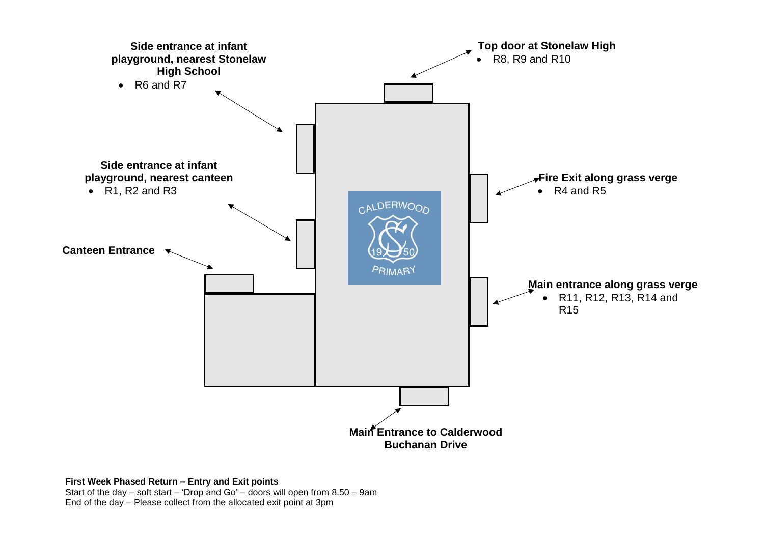**Side entrance at infant playground, nearest Stonelaw High School**

- R6 and R7

**Top door at Stonelaw High**

- R8, R9 and R10

**Side entrance at infant playground, nearest canteen**

- R1, R2 and R3

**Fire Exit along grass verge**

- R4 and R5

**Canteen Entrance**

CALDERWOOD
CS
19 50
PRIMARY

**Main entrance along grass verge**

- R11, R12, R13, R14 and R15

**Main Entrance to Calderwood Buchanan Drive**

**First Week Phased Return – Entry and Exit points**

Start of the day – soft start – 'Drop and Go' – doors will open from 8.50 – 9am

End of the day – Please collect from the allocated exit point at 3pm